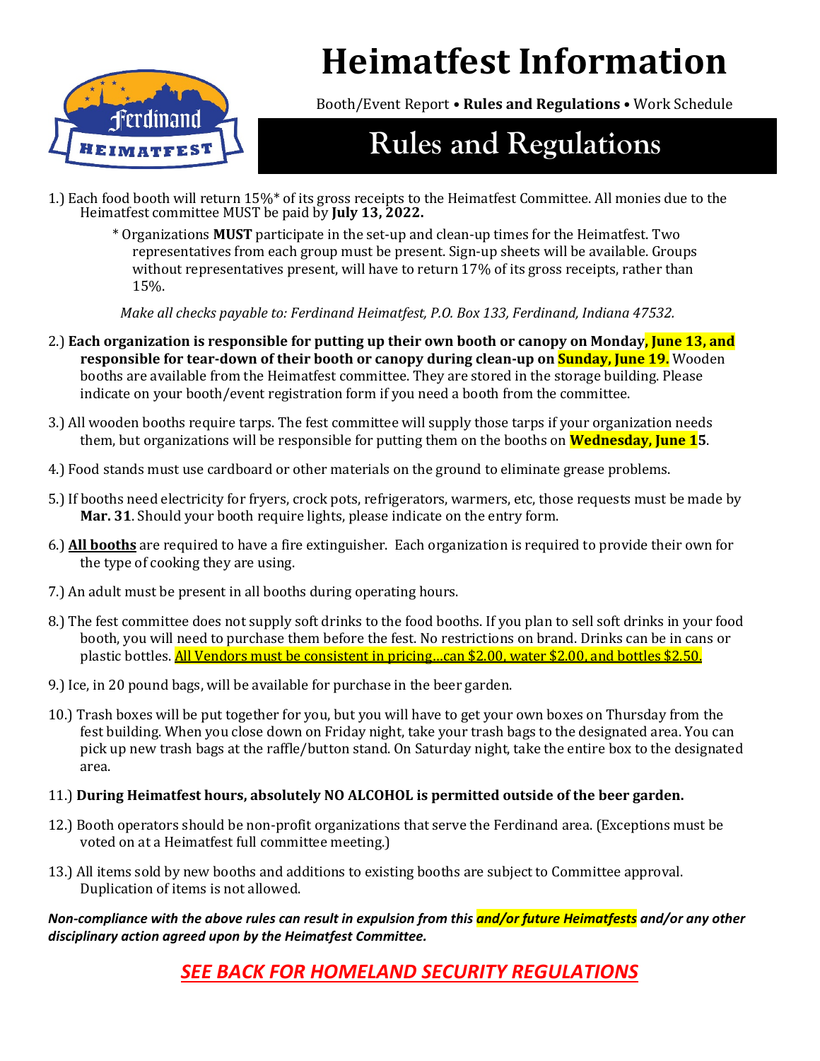# Heimatfest Information

Booth/Event Report • **Rules and Regulations** • Work Schedule

## Rules and Regulations

1.) Each food booth will return 15%* of its gross receipts to the Heimatfest Committee. All monies due to the Heimatfest committee MUST be paid by **July 13, 2022.**

* Organizations **MUST** participate in the set-up and clean-up times for the Heimatfest. Two representatives from each group must be present. Sign-up sheets will be available. Groups without representatives present, will have to return 17% of its gross receipts, rather than 15%.

*Make all checks payable to: Ferdinand Heimatfest, P.O. Box 133, Ferdinand, Indiana 47532.*

2.) **Each organization is responsible for putting up their own booth or canopy on Monday, June 13, and responsible for tear-down of their booth or canopy during clean-up on Sunday, June 19.** Wooden booths are available from the Heimatfest committee. They are stored in the storage building. Please indicate on your booth/event registration form if you need a booth from the committee.

3.) All wooden booths require tarps. The fest committee will supply those tarps if your organization needs them, but organizations will be responsible for putting them on the booths on **Wednesday, June 15**.

4.) Food stands must use cardboard or other materials on the ground to eliminate grease problems.

5.) If booths need electricity for fryers, crock pots, refrigerators, warmers, etc, those requests must be made by **Mar. 31**. Should your booth require lights, please indicate on the entry form.

6.) **All booths** are required to have a fire extinguisher. Each organization is required to provide their own for the type of cooking they are using.

7.) An adult must be present in all booths during operating hours.

8.) The fest committee does not supply soft drinks to the food booths. If you plan to sell soft drinks in your food booth, you will need to purchase them before the fest. No restrictions on brand. Drinks can be in cans or plastic bottles. All Vendors must be consistent in pricing…can $2.00, water $2.00, and bottles $2.50.

9.) Ice, in 20 pound bags, will be available for purchase in the beer garden.

10.) Trash boxes will be put together for you, but you will have to get your own boxes on Thursday from the fest building. When you close down on Friday night, take your trash bags to the designated area. You can pick up new trash bags at the raffle/button stand. On Saturday night, take the entire box to the designated area.

11.) **During Heimatfest hours, absolutely NO ALCOHOL is permitted outside of the beer garden.**

12.) Booth operators should be non-profit organizations that serve the Ferdinand area. (Exceptions must be voted on at a Heimatfest full committee meeting.)

13.) All items sold by new booths and additions to existing booths are subject to Committee approval. Duplication of items is not allowed.

***Non-compliance with the above rules can result in expulsion from this and/or future Heimatfests and/or any other disciplinary action agreed upon by the Heimatfest Committee.***

***SEE BACK FOR HOMELAND SECURITY REGULATIONS***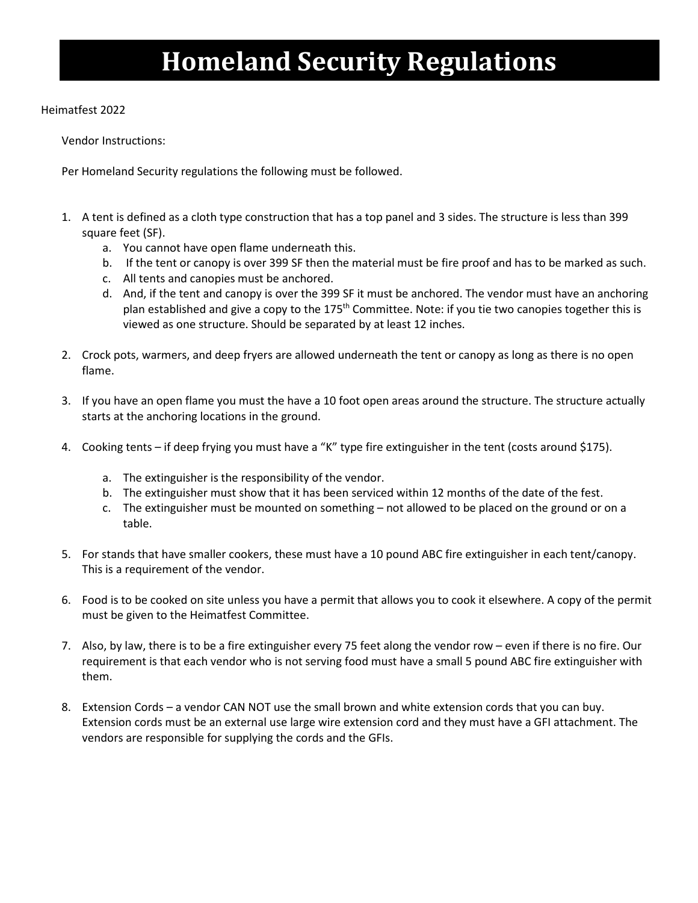# Homeland Security Regulations

Heimatfest 2022

Vendor Instructions:

Per Homeland Security regulations the following must be followed.

1. A tent is defined as a cloth type construction that has a top panel and 3 sides. The structure is less than 399 square feet (SF).
   a. You cannot have open flame underneath this.
   b. If the tent or canopy is over 399 SF then the material must be fire proof and has to be marked as such.
   c. All tents and canopies must be anchored.
   d. And, if the tent and canopy is over the 399 SF it must be anchored. The vendor must have an anchoring plan established and give a copy to the 175th Committee. Note: if you tie two canopies together this is viewed as one structure. Should be separated by at least 12 inches.

2. Crock pots, warmers, and deep fryers are allowed underneath the tent or canopy as long as there is no open flame.

3. If you have an open flame you must the have a 10 foot open areas around the structure. The structure actually starts at the anchoring locations in the ground.

4. Cooking tents – if deep frying you must have a "K" type fire extinguisher in the tent (costs around $175).

   a. The extinguisher is the responsibility of the vendor.
   b. The extinguisher must show that it has been serviced within 12 months of the date of the fest.
   c. The extinguisher must be mounted on something – not allowed to be placed on the ground or on a table.

5. For stands that have smaller cookers, these must have a 10 pound ABC fire extinguisher in each tent/canopy. This is a requirement of the vendor.

6. Food is to be cooked on site unless you have a permit that allows you to cook it elsewhere. A copy of the permit must be given to the Heimatfest Committee.

7. Also, by law, there is to be a fire extinguisher every 75 feet along the vendor row – even if there is no fire. Our requirement is that each vendor who is not serving food must have a small 5 pound ABC fire extinguisher with them.

8. Extension Cords – a vendor CAN NOT use the small brown and white extension cords that you can buy. Extension cords must be an external use large wire extension cord and they must have a GFI attachment. The vendors are responsible for supplying the cords and the GFIs.